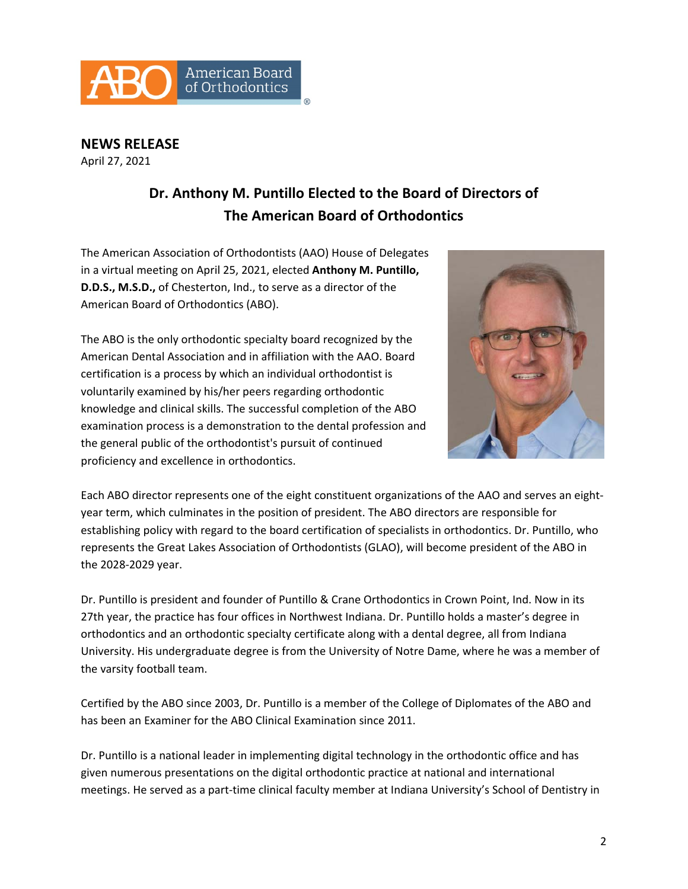**NEWS RELEASE**
April 27, 2021

# Dr. Anthony M. Puntillo Elected to the Board of Directors of The American Board of Orthodontics

The American Association of Orthodontists (AAO) House of Delegates in a virtual meeting on April 25, 2021, elected **Anthony M. Puntillo, D.D.S., M.S.D.,** of Chesterton, Ind., to serve as a director of the American Board of Orthodontics (ABO).

The ABO is the only orthodontic specialty board recognized by the American Dental Association and in affiliation with the AAO. Board certification is a process by which an individual orthodontist is voluntarily examined by his/her peers regarding orthodontic knowledge and clinical skills. The successful completion of the ABO examination process is a demonstration to the dental profession and the general public of the orthodontist's pursuit of continued proficiency and excellence in orthodontics.

Each ABO director represents one of the eight constituent organizations of the AAO and serves an eight-year term, which culminates in the position of president. The ABO directors are responsible for establishing policy with regard to the board certification of specialists in orthodontics. Dr. Puntillo, who represents the Great Lakes Association of Orthodontists (GLAO), will become president of the ABO in the 2028-2029 year.

Dr. Puntillo is president and founder of Puntillo & Crane Orthodontics in Crown Point, Ind. Now in its 27th year, the practice has four offices in Northwest Indiana. Dr. Puntillo holds a master's degree in orthodontics and an orthodontic specialty certificate along with a dental degree, all from Indiana University. His undergraduate degree is from the University of Notre Dame, where he was a member of the varsity football team.

Certified by the ABO since 2003, Dr. Puntillo is a member of the College of Diplomates of the ABO and has been an Examiner for the ABO Clinical Examination since 2011.

Dr. Puntillo is a national leader in implementing digital technology in the orthodontic office and has given numerous presentations on the digital orthodontic practice at national and international meetings. He served as a part-time clinical faculty member at Indiana University's School of Dentistry in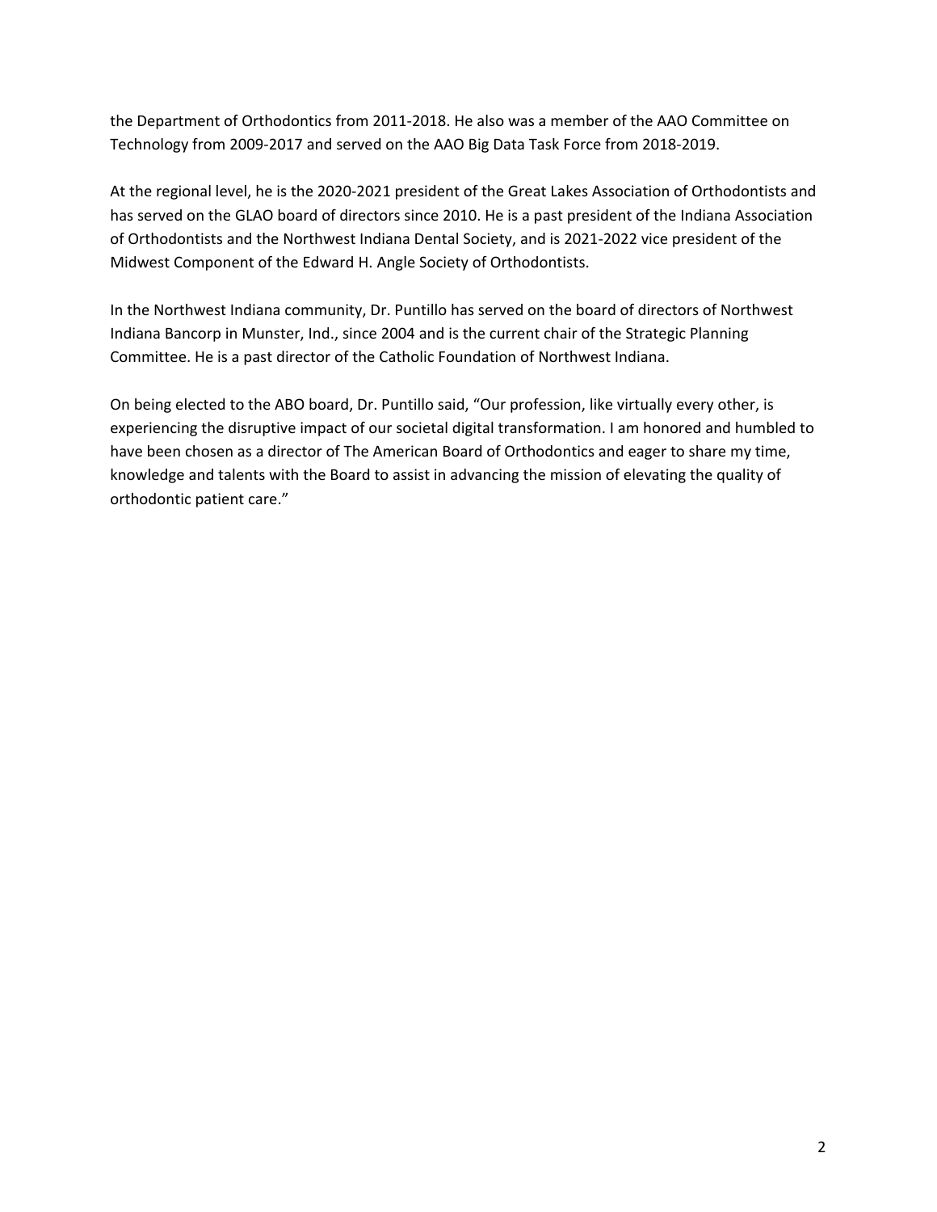the Department of Orthodontics from 2011-2018. He also was a member of the AAO Committee on Technology from 2009-2017 and served on the AAO Big Data Task Force from 2018-2019.

At the regional level, he is the 2020-2021 president of the Great Lakes Association of Orthodontists and has served on the GLAO board of directors since 2010. He is a past president of the Indiana Association of Orthodontists and the Northwest Indiana Dental Society, and is 2021-2022 vice president of the Midwest Component of the Edward H. Angle Society of Orthodontists.

In the Northwest Indiana community, Dr. Puntillo has served on the board of directors of Northwest Indiana Bancorp in Munster, Ind., since 2004 and is the current chair of the Strategic Planning Committee. He is a past director of the Catholic Foundation of Northwest Indiana.

On being elected to the ABO board, Dr. Puntillo said, “Our profession, like virtually every other, is experiencing the disruptive impact of our societal digital transformation. I am honored and humbled to have been chosen as a director of The American Board of Orthodontics and eager to share my time, knowledge and talents with the Board to assist in advancing the mission of elevating the quality of orthodontic patient care.”